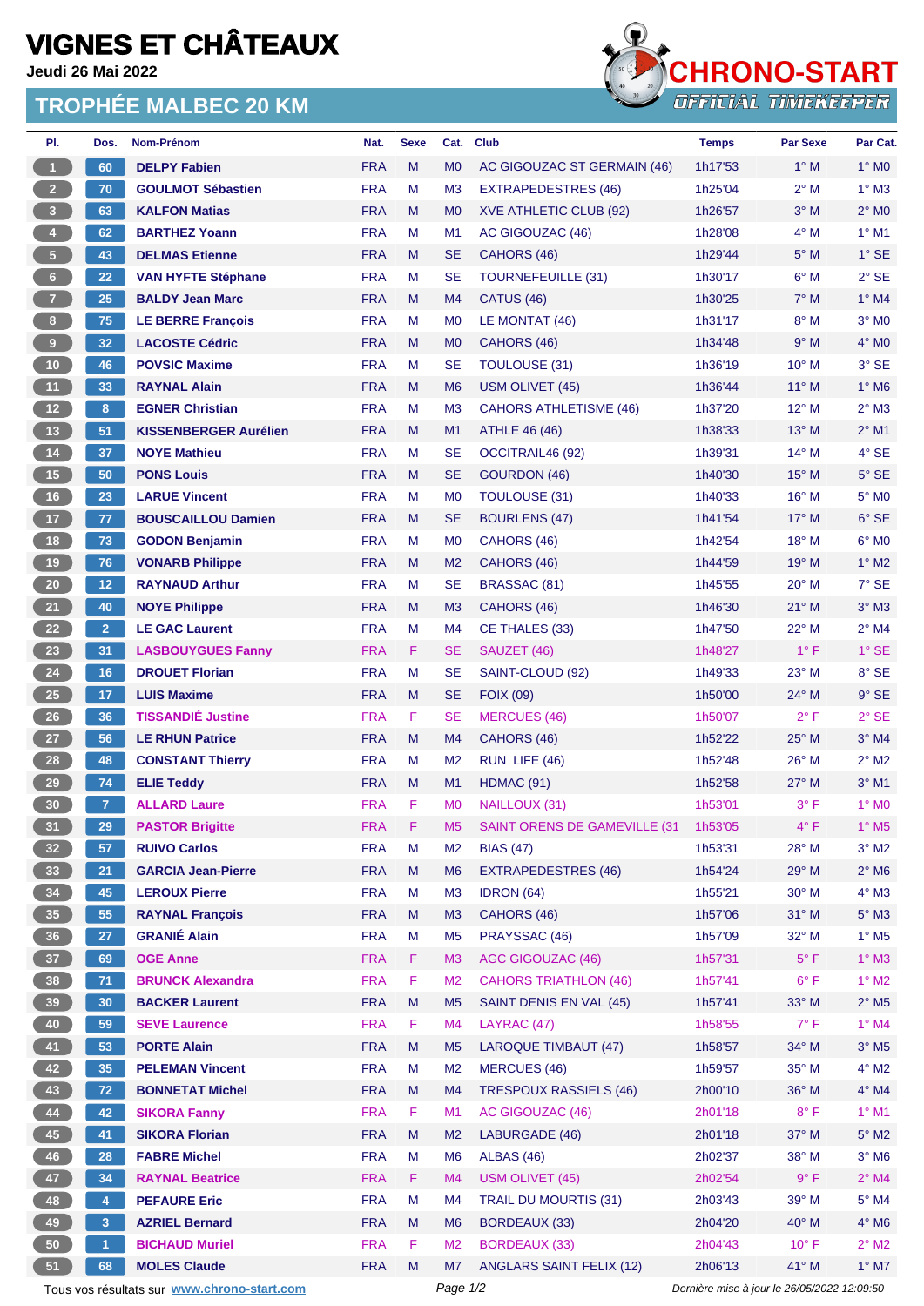# VIGNES ET CHÂTEAUX

**Jeudi 26 Mai 2022**

## TROPHÉE MALBEC 20 KM

CHRONO-START
OFFICIAL TIMEKEEPER

| Pl. | Dos. | Nom-Prénom | Nat. | Sexe | Cat. | Club | Temps | Par Sexe | Par Cat. |
|---|---|---|---|---|---|---|---|---|---|
| 1 | 60 | **DELPY Fabien** | FRA | M | M0 | AC GIGOUZAC ST GERMAIN (46) | 1h17'53 | 1° M | 1° M0 |
| 2 | 70 | **GOULMOT Sébastien** | FRA | M | M3 | EXTRAPEDESTRES (46) | 1h25'04 | 2° M | 1° M3 |
| 3 | 63 | **KALFON Matias** | FRA | M | M0 | XVE ATHLETIC CLUB (92) | 1h26'57 | 3° M | 2° M0 |
| 4 | 62 | **BARTHEZ Yoann** | FRA | M | M1 | AC GIGOUZAC (46) | 1h28'08 | 4° M | 1° M1 |
| 5 | 43 | **DELMAS Etienne** | FRA | M | SE | CAHORS (46) | 1h29'44 | 5° M | 1° SE |
| 6 | 22 | **VAN HYFTE Stéphane** | FRA | M | SE | TOURNEFEUILLE (31) | 1h30'17 | 6° M | 2° SE |
| 7 | 25 | **BALDY Jean Marc** | FRA | M | M4 | CATUS (46) | 1h30'25 | 7° M | 1° M4 |
| 8 | 75 | **LE BERRE François** | FRA | M | M0 | LE MONTAT (46) | 1h31'17 | 8° M | 3° M0 |
| 9 | 32 | **LACOSTE Cédric** | FRA | M | M0 | CAHORS (46) | 1h34'48 | 9° M | 4° M0 |
| 10 | 46 | **POVSIC Maxime** | FRA | M | SE | TOULOUSE (31) | 1h36'19 | 10° M | 3° SE |
| 11 | 33 | **RAYNAL Alain** | FRA | M | M6 | USM OLIVET (45) | 1h36'44 | 11° M | 1° M6 |
| 12 | 8 | **EGNER Christian** | FRA | M | M3 | CAHORS ATHLETISME (46) | 1h37'20 | 12° M | 2° M3 |
| 13 | 51 | **KISSENBERGER Aurélien** | FRA | M | M1 | ATHLE 46 (46) | 1h38'33 | 13° M | 2° M1 |
| 14 | 37 | **NOYE Mathieu** | FRA | M | SE | OCCITRAIL46 (92) | 1h39'31 | 14° M | 4° SE |
| 15 | 50 | **PONS Louis** | FRA | M | SE | GOURDON (46) | 1h40'30 | 15° M | 5° SE |
| 16 | 23 | **LARUE Vincent** | FRA | M | M0 | TOULOUSE (31) | 1h40'33 | 16° M | 5° M0 |
| 17 | 77 | **BOUSCAILLOU Damien** | FRA | M | SE | BOURLENS (47) | 1h41'54 | 17° M | 6° SE |
| 18 | 73 | **GODON Benjamin** | FRA | M | M0 | CAHORS (46) | 1h42'54 | 18° M | 6° M0 |
| 19 | 76 | **VONARB Philippe** | FRA | M | M2 | CAHORS (46) | 1h44'59 | 19° M | 1° M2 |
| 20 | 12 | **RAYNAUD Arthur** | FRA | M | SE | BRASSAC (81) | 1h45'55 | 20° M | 7° SE |
| 21 | 40 | **NOYE Philippe** | FRA | M | M3 | CAHORS (46) | 1h46'30 | 21° M | 3° M3 |
| 22 | 2 | **LE GAC Laurent** | FRA | M | M4 | CE THALES (33) | 1h47'50 | 22° M | 2° M4 |
| 23 | 31 | **LASBOUYGUES Fanny** | FRA | F | SE | SAUZET (46) | 1h48'27 | 1° F | 1° SE |
| 24 | 16 | **DROUET Florian** | FRA | M | SE | SAINT-CLOUD (92) | 1h49'33 | 23° M | 8° SE |
| 25 | 17 | **LUIS Maxime** | FRA | M | SE | FOIX (09) | 1h50'00 | 24° M | 9° SE |
| 26 | 36 | **TISSANDIÉ Justine** | FRA | F | SE | MERCUES (46) | 1h50'07 | 2° F | 2° SE |
| 27 | 56 | **LE RHUN Patrice** | FRA | M | M4 | CAHORS (46) | 1h52'22 | 25° M | 3° M4 |
| 28 | 48 | **CONSTANT Thierry** | FRA | M | M2 | RUN LIFE (46) | 1h52'48 | 26° M | 2° M2 |
| 29 | 74 | **ELIE Teddy** | FRA | M | M1 | HDMAC (91) | 1h52'58 | 27° M | 3° M1 |
| 30 | 7 | **ALLARD Laure** | FRA | F | M0 | NAILLOUX (31) | 1h53'01 | 3° F | 1° M0 |
| 31 | 29 | **PASTOR Brigitte** | FRA | F | M5 | SAINT ORENS DE GAMEVILLE (31 | 1h53'05 | 4° F | 1° M5 |
| 32 | 57 | **RUIVO Carlos** | FRA | M | M2 | BIAS (47) | 1h53'31 | 28° M | 3° M2 |
| 33 | 21 | **GARCIA Jean-Pierre** | FRA | M | M6 | EXTRAPEDESTRES (46) | 1h54'24 | 29° M | 2° M6 |
| 34 | 45 | **LEROUX Pierre** | FRA | M | M3 | IDRON (64) | 1h55'21 | 30° M | 4° M3 |
| 35 | 55 | **RAYNAL François** | FRA | M | M3 | CAHORS (46) | 1h57'06 | 31° M | 5° M3 |
| 36 | 27 | **GRANIÉ Alain** | FRA | M | M5 | PRAYSSAC (46) | 1h57'09 | 32° M | 1° M5 |
| 37 | 69 | **OGE Anne** | FRA | F | M3 | AGC GIGOUZAC (46) | 1h57'31 | 5° F | 1° M3 |
| 38 | 71 | **BRUNCK Alexandra** | FRA | F | M2 | CAHORS TRIATHLON (46) | 1h57'41 | 6° F | 1° M2 |
| 39 | 30 | **BACKER Laurent** | FRA | M | M5 | SAINT DENIS EN VAL (45) | 1h57'41 | 33° M | 2° M5 |
| 40 | 59 | **SEVE Laurence** | FRA | F | M4 | LAYRAC (47) | 1h58'55 | 7° F | 1° M4 |
| 41 | 53 | **PORTE Alain** | FRA | M | M5 | LAROQUE TIMBAUT (47) | 1h58'57 | 34° M | 3° M5 |
| 42 | 35 | **PELEMAN Vincent** | FRA | M | M2 | MERCUES (46) | 1h59'57 | 35° M | 4° M2 |
| 43 | 72 | **BONNETAT Michel** | FRA | M | M4 | TRESPOUX RASSIELS (46) | 2h00'10 | 36° M | 4° M4 |
| 44 | 42 | **SIKORA Fanny** | FRA | F | M1 | AC GIGOUZAC (46) | 2h01'18 | 8° F | 1° M1 |
| 45 | 41 | **SIKORA Florian** | FRA | M | M2 | LABURGADE (46) | 2h01'18 | 37° M | 5° M2 |
| 46 | 28 | **FABRE Michel** | FRA | M | M6 | ALBAS (46) | 2h02'37 | 38° M | 3° M6 |
| 47 | 34 | **RAYNAL Beatrice** | FRA | F | M4 | USM OLIVET (45) | 2h02'54 | 9° F | 2° M4 |
| 48 | 4 | **PEFAURE Eric** | FRA | M | M4 | TRAIL DU MOURTIS (31) | 2h03'43 | 39° M | 5° M4 |
| 49 | 3 | **AZRIEL Bernard** | FRA | M | M6 | BORDEAUX (33) | 2h04'20 | 40° M | 4° M6 |
| 50 | 1 | **BICHAUD Muriel** | FRA | F | M2 | BORDEAUX (33) | 2h04'43 | 10° F | 2° M2 |
| 51 | 68 | **MOLES Claude** | FRA | M | M7 | ANGLARS SAINT FELIX (12) | 2h06'13 | 41° M | 1° M7 |

Tous vos résultats sur www.chrono-start.com

*Dernière mise à jour le 26/05/2022 12:09:50*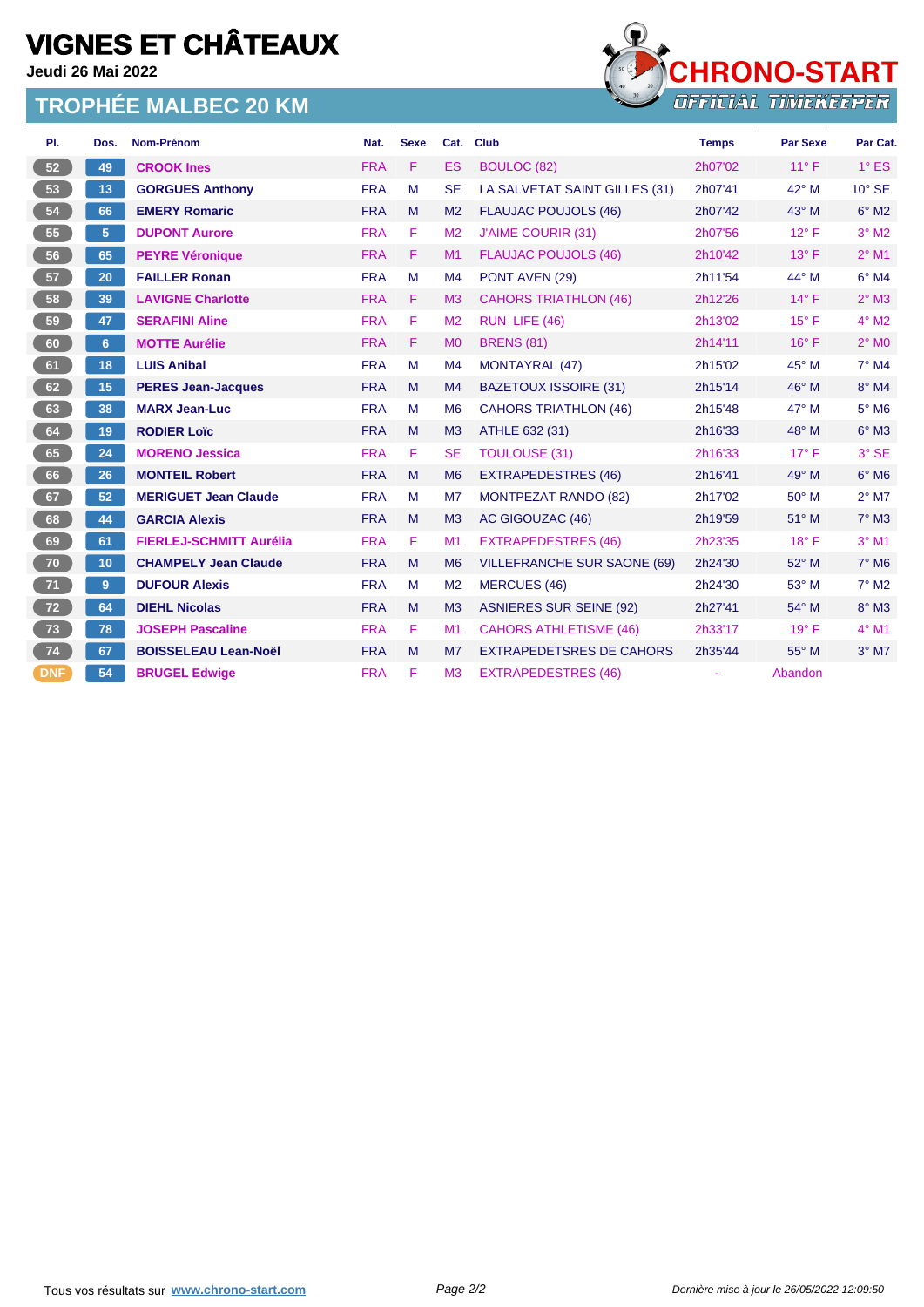# VIGNES ET CHÂTEAUX

**Jeudi 26 Mai 2022**

## TROPHÉE MALBEC 20 KM

| Pl. | Dos. | Nom-Prénom | Nat. | Sexe | Cat. | Club | Temps | Par Sexe | Par Cat. |
|---|---|---|---|---|---|---|---|---|---|
| 52 | 49 | **CROOK Ines** | FRA | F | ES | BOULOC (82) | 2h07'02 | 11° F | 1° ES |
| 53 | 13 | **GORGUES Anthony** | FRA | M | SE | LA SALVETAT SAINT GILLES (31) | 2h07'41 | 42° M | 10° SE |
| 54 | 66 | **EMERY Romaric** | FRA | M | M2 | FLAUJAC POUJOLS (46) | 2h07'42 | 43° M | 6° M2 |
| 55 | 5 | **DUPONT Aurore** | FRA | F | M2 | J'AIME COURIR (31) | 2h07'56 | 12° F | 3° M2 |
| 56 | 65 | **PEYRE Véronique** | FRA | F | M1 | FLAUJAC POUJOLS (46) | 2h10'42 | 13° F | 2° M1 |
| 57 | 20 | **FAILLER Ronan** | FRA | M | M4 | PONT AVEN (29) | 2h11'54 | 44° M | 6° M4 |
| 58 | 39 | **LAVIGNE Charlotte** | FRA | F | M3 | CAHORS TRIATHLON (46) | 2h12'26 | 14° F | 2° M3 |
| 59 | 47 | **SERAFINI Aline** | FRA | F | M2 | RUN LIFE (46) | 2h13'02 | 15° F | 4° M2 |
| 60 | 6 | **MOTTE Aurélie** | FRA | F | M0 | BRENS (81) | 2h14'11 | 16° F | 2° M0 |
| 61 | 18 | **LUIS Anibal** | FRA | M | M4 | MONTAYRAL (47) | 2h15'02 | 45° M | 7° M4 |
| 62 | 15 | **PERES Jean-Jacques** | FRA | M | M4 | BAZETOUX ISSOIRE (31) | 2h15'14 | 46° M | 8° M4 |
| 63 | 38 | **MARX Jean-Luc** | FRA | M | M6 | CAHORS TRIATHLON (46) | 2h15'48 | 47° M | 5° M6 |
| 64 | 19 | **RODIER Loïc** | FRA | M | M3 | ATHLE 632 (31) | 2h16'33 | 48° M | 6° M3 |
| 65 | 24 | **MORENO Jessica** | FRA | F | SE | TOULOUSE (31) | 2h16'33 | 17° F | 3° SE |
| 66 | 26 | **MONTEIL Robert** | FRA | M | M6 | EXTRAPEDESTRES (46) | 2h16'41 | 49° M | 6° M6 |
| 67 | 52 | **MERIGUET Jean Claude** | FRA | M | M7 | MONTPEZAT RANDO (82) | 2h17'02 | 50° M | 2° M7 |
| 68 | 44 | **GARCIA Alexis** | FRA | M | M3 | AC GIGOUZAC (46) | 2h19'59 | 51° M | 7° M3 |
| 69 | 61 | **FIERLEJ-SCHMITT Aurélia** | FRA | F | M1 | EXTRAPEDESTRES (46) | 2h23'35 | 18° F | 3° M1 |
| 70 | 10 | **CHAMPELY Jean Claude** | FRA | M | M6 | VILLEFRANCHE SUR SAONE (69) | 2h24'30 | 52° M | 7° M6 |
| 71 | 9 | **DUFOUR Alexis** | FRA | M | M2 | MERCUES (46) | 2h24'30 | 53° M | 7° M2 |
| 72 | 64 | **DIEHL Nicolas** | FRA | M | M3 | ASNIERES SUR SEINE (92) | 2h27'41 | 54° M | 8° M3 |
| 73 | 78 | **JOSEPH Pascaline** | FRA | F | M1 | CAHORS ATHLETISME (46) | 2h33'17 | 19° F | 4° M1 |
| 74 | 67 | **BOISSELEAU Lean-Noël** | FRA | M | M7 | EXTRAPEDETSRES DE CAHORS | 2h35'44 | 55° M | 3° M7 |
| DNF | 54 | **BRUGEL Edwige** | FRA | F | M3 | EXTRAPEDESTRES (46) | - | Abandon | |

Tous vos résultats sur www.chrono-start.com

*Dernière mise à jour le 26/05/2022 12:09:50*